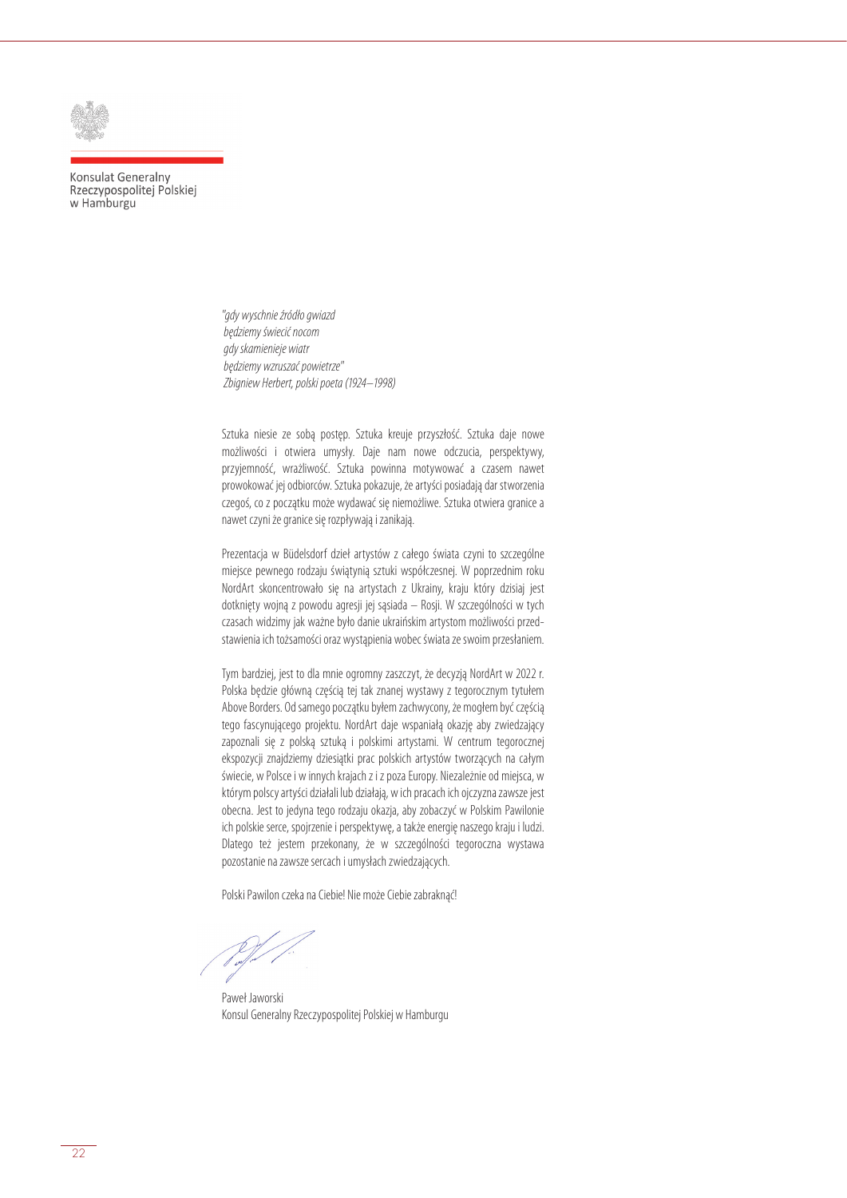Konsulat Generalny
Rzeczypospolitej Polskiej
w Hamburgu

*"gdy wyschnie źródło gwiazd*
*będziemy świecić nocom*
*gdy skamienieje wiatr*
*będziemy wzruszać powietrze"*
*Zbigniew Herbert, polski poeta (1924–1998)*

Sztuka niesie ze sobą postęp. Sztuka kreuje przyszłość. Sztuka daje nowe możliwości i otwiera umysły. Daje nam nowe odczucia, perspektywy, przyjemność, wrażliwość. Sztuka powinna motywować a czasem nawet prowokować jej odbiorców. Sztuka pokazuje, że artyści posiadają dar stworzenia czegoś, co z początku może wydawać się niemożliwe. Sztuka otwiera granice a nawet czyni że granice się rozpływają i zanikają.

Prezentacja w Büdelsdorf dzieł artystów z całego świata czyni to szczególne miejsce pewnego rodzaju świątynią sztuki współczesnej. W poprzednim roku NordArt skoncentrowało się na artystach z Ukrainy, kraju który dzisiaj jest dotknięty wojną z powodu agresji jej sąsiada – Rosji. W szczególności w tych czasach widzimy jak ważne było danie ukraińskim artystom możliwości przedstawienia ich tożsamości oraz wystąpienia wobec świata ze swoim przesłaniem.

Tym bardziej, jest to dla mnie ogromny zaszczyt, że decyzją NordArt w 2022 r. Polska będzie główną częścią tej tak znanej wystawy z tegorocznym tytułem Above Borders. Od samego początku byłem zachwycony, że mogłem być częścią tego fascynującego projektu. NordArt daje wspaniałą okazję aby zwiedzający zapoznali się z polską sztuką i polskimi artystami. W centrum tegorocznej ekspozycji znajdziemy dziesiątki prac polskich artystów tworzących na całym świecie, w Polsce i w innych krajach z i z poza Europy. Niezależnie od miejsca, w którym polscy artyści działali lub działają, w ich pracach ich ojczyzna zawsze jest obecna. Jest to jedyna tego rodzaju okazja, aby zobaczyć w Polskim Pawilonie ich polskie serce, spojrzenie i perspektywę, a także energię naszego kraju i ludzi. Dlatego też jestem przekonany, że w szczególności tegoroczna wystawa pozostanie na zawsze sercach i umysłach zwiedzających.

Polski Pawilon czeka na Ciebie! Nie może Ciebie zabraknąć!

Paweł Jaworski
Konsul Generalny Rzeczypospolitej Polskiej w Hamburgu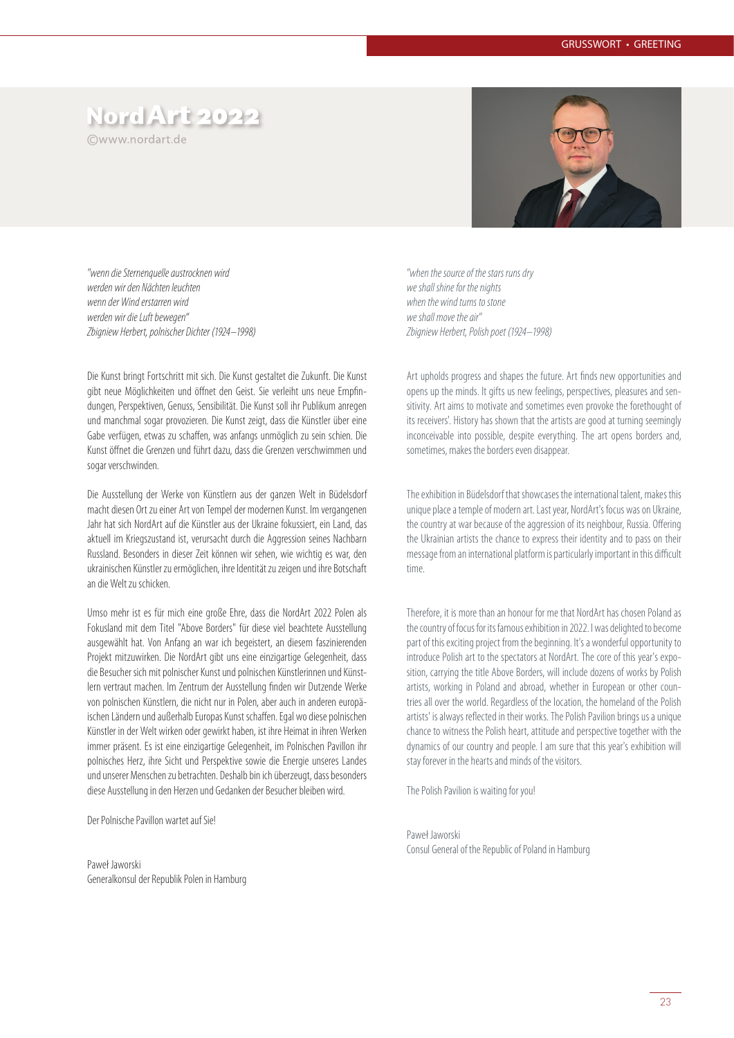# NordArt 2022

©www.nordart.de

*"wenn die Sternenquelle austrocknen wird*
*werden wir den Nächten leuchten*
*wenn der Wind erstarren wird*
*werden wir die Luft bewegen"*
*Zbigniew Herbert, polnischer Dichter (1924–1998)*

Die Kunst bringt Fortschritt mit sich. Die Kunst gestaltet die Zukunft. Die Kunst gibt neue Möglichkeiten und öffnet den Geist. Sie verleiht uns neue Empfindungen, Perspektiven, Genuss, Sensibilität. Die Kunst soll ihr Publikum anregen und manchmal sogar provozieren. Die Kunst zeigt, dass die Künstler über eine Gabe verfügen, etwas zu schaffen, was anfangs unmöglich zu sein schien. Die Kunst öffnet die Grenzen und führt dazu, dass die Grenzen verschwimmen und sogar verschwinden.

Die Ausstellung der Werke von Künstlern aus der ganzen Welt in Büdelsdorf macht diesen Ort zu einer Art von Tempel der modernen Kunst. Im vergangenen Jahr hat sich NordArt auf die Künstler aus der Ukraine fokussiert, ein Land, das aktuell im Kriegszustand ist, verursacht durch die Aggression seines Nachbarn Russland. Besonders in dieser Zeit können wir sehen, wie wichtig es war, den ukrainischen Künstler zu ermöglichen, ihre Identität zu zeigen und ihre Botschaft an die Welt zu schicken.

Umso mehr ist es für mich eine große Ehre, dass die NordArt 2022 Polen als Fokusland mit dem Titel "Above Borders" für diese viel beachtete Ausstellung ausgewählt hat. Von Anfang an war ich begeistert, an diesem faszinierenden Projekt mitzuwirken. Die NordArt gibt uns eine einzigartige Gelegenheit, dass die Besucher sich mit polnischer Kunst und polnischen Künstlerinnen und Künstlern vertraut machen. Im Zentrum der Ausstellung finden wir Dutzende Werke von polnischen Künstlern, die nicht nur in Polen, aber auch in anderen europäischen Ländern und außerhalb Europas Kunst schaffen. Egal wo diese polnischen Künstler in der Welt wirken oder gewirkt haben, ist ihre Heimat in ihren Werken immer präsent. Es ist eine einzigartige Gelegenheit, im Polnischen Pavillon ihr polnisches Herz, ihre Sicht und Perspektive sowie die Energie unseres Landes und unserer Menschen zu betrachten. Deshalb bin ich überzeugt, dass besonders diese Ausstellung in den Herzen und Gedanken der Besucher bleiben wird.

Der Polnische Pavillon wartet auf Sie!

Paweł Jaworski
Generalkonsul der Republik Polen in Hamburg

*"when the source of the stars runs dry*
*we shall shine for the nights*
*when the wind turns to stone*
*we shall move the air"*
*Zbigniew Herbert, Polish poet (1924–1998)*

Art upholds progress and shapes the future. Art finds new opportunities and opens up the minds. It gifts us new feelings, perspectives, pleasures and sensitivity. Art aims to motivate and sometimes even provoke the forethought of its receivers'. History has shown that the artists are good at turning seemingly inconceivable into possible, despite everything. The art opens borders and, sometimes, makes the borders even disappear.

The exhibition in Büdelsdorf that showcases the international talent, makes this unique place a temple of modern art. Last year, NordArt's focus was on Ukraine, the country at war because of the aggression of its neighbour, Russia. Offering the Ukrainian artists the chance to express their identity and to pass on their message from an international platform is particularly important in this difficult time.

Therefore, it is more than an honour for me that NordArt has chosen Poland as the country of focus for its famous exhibition in 2022. I was delighted to become part of this exciting project from the beginning. It's a wonderful opportunity to introduce Polish art to the spectators at NordArt. The core of this year's exposition, carrying the title Above Borders, will include dozens of works by Polish artists, working in Poland and abroad, whether in European or other countries all over the world. Regardless of the location, the homeland of the Polish artists' is always reflected in their works. The Polish Pavilion brings us a unique chance to witness the Polish heart, attitude and perspective together with the dynamics of our country and people. I am sure that this year's exhibition will stay forever in the hearts and minds of the visitors.

The Polish Pavilion is waiting for you!

Paweł Jaworski
Consul General of the Republic of Poland in Hamburg